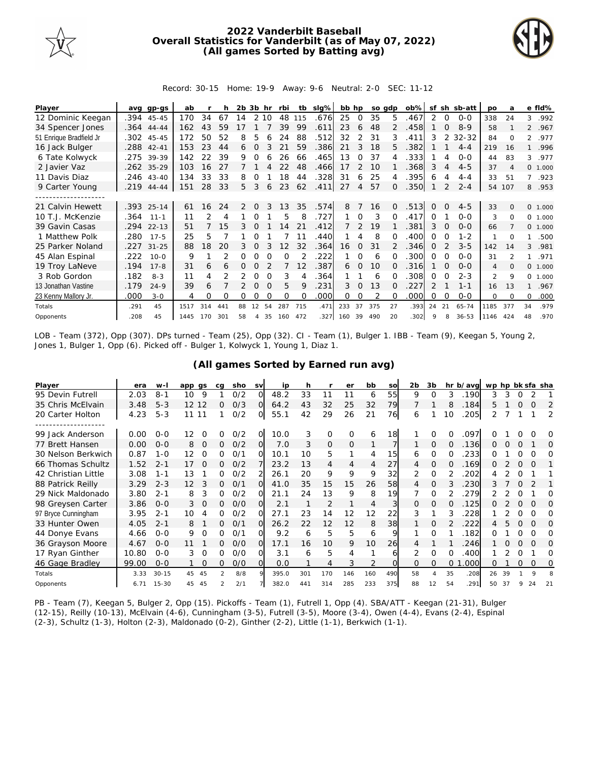# 2022 Vanderbilt Baseball
## Overall Statistics for Vanderbilt (as of May 07, 2022)
### (All games Sorted by Batting avg)

Record: 30-15 Home: 19-9 Away: 9-6 Neutral: 2-0 SEC: 11-12

| Player | avg | gp-gs | ab | r | h | 2b | 3b | hr | rbi | tb | slg% | bb | hp | so | gdp | ob% | sf | sh | sb-att | po | a | e | fld% |
|---|---|---|---|---|---|---|---|---|---|---|---|---|---|---|---|---|---|---|---|---|---|---|---|
| 12 Dominic Keegan | .394 | 45-45 | 170 | 34 | 67 | 14 | 2 | 10 | 48 | 115 | .676 | 25 | 0 | 35 | 5 | .467 | 2 | 0 | 0-0 | 338 | 24 | 3 | .992 |
| 34 Spencer Jones | .364 | 44-44 | 162 | 43 | 59 | 17 | 1 | 7 | 39 | 99 | .611 | 23 | 6 | 48 | 2 | .458 | 1 | 0 | 8-9 | 58 | 1 | 2 | .967 |
| 51 Enrique Bradfield Jr | .302 | 45-45 | 172 | 50 | 52 | 8 | 5 | 6 | 24 | 88 | .512 | 32 | 2 | 31 | 3 | .411 | 3 | 2 | 32-32 | 84 | 0 | 2 | .977 |
| 16 Jack Bulger | .288 | 42-41 | 153 | 23 | 44 | 6 | 0 | 3 | 21 | 59 | .386 | 21 | 3 | 18 | 5 | .382 | 1 | 1 | 4-4 | 219 | 16 | 1 | .996 |
| 6 Tate Kolwyck | .275 | 39-39 | 142 | 22 | 39 | 9 | 0 | 6 | 26 | 66 | .465 | 13 | 0 | 37 | 4 | .333 | 1 | 4 | 0-0 | 44 | 83 | 3 | .977 |
| 2 Javier Vaz | .262 | 35-29 | 103 | 16 | 27 | 7 | 1 | 4 | 22 | 48 | .466 | 17 | 2 | 10 | 1 | .368 | 3 | 4 | 4-5 | 37 | 4 | 0 | 1.000 |
| 11 Davis Diaz | .246 | 43-40 | 134 | 33 | 33 | 8 | 0 | 1 | 18 | 44 | .328 | 31 | 6 | 25 | 4 | .395 | 6 | 4 | 4-4 | 33 | 51 | 7 | .923 |
| 9 Carter Young | .219 | 44-44 | 151 | 28 | 33 | 5 | 3 | 6 | 23 | 62 | .411 | 27 | 4 | 57 | 0 | .350 | 1 | 2 | 2-4 | 54 | 107 | 8 | .953 |
| 21 Calvin Hewett | .393 | 25-14 | 61 | 16 | 24 | 2 | 0 | 3 | 13 | 35 | .574 | 8 | 7 | 16 | 0 | .513 | 0 | 0 | 4-5 | 33 | 0 | 0 | 1.000 |
| 10 T.J. McKenzie | .364 | 11-1 | 11 | 2 | 4 | 1 | 0 | 1 | 5 | 8 | .727 | 1 | 0 | 3 | 0 | .417 | 0 | 1 | 0-0 | 3 | 0 | 0 | 1.000 |
| 39 Gavin Casas | .294 | 22-13 | 51 | 7 | 15 | 3 | 0 | 1 | 14 | 21 | .412 | 7 | 2 | 19 | 1 | .381 | 3 | 0 | 0-0 | 66 | 7 | 0 | 1.000 |
| 1 Matthew Polk | .280 | 17-5 | 25 | 5 | 7 | 1 | 0 | 1 | 7 | 11 | .440 | 1 | 4 | 8 | 0 | .400 | 0 | 0 | 1-2 | 1 | 0 | 1 | .500 |
| 25 Parker Noland | .227 | 31-25 | 88 | 18 | 20 | 3 | 0 | 3 | 12 | 32 | .364 | 16 | 0 | 31 | 2 | .346 | 0 | 2 | 3-5 | 142 | 14 | 3 | .981 |
| 45 Alan Espinal | .222 | 10-0 | 9 | 1 | 2 | 0 | 0 | 0 | 0 | 2 | .222 | 1 | 0 | 6 | 0 | .300 | 0 | 0 | 0-0 | 31 | 2 | 1 | .971 |
| 19 Troy LaNeve | .194 | 17-8 | 31 | 6 | 6 | 0 | 0 | 2 | 7 | 12 | .387 | 6 | 0 | 10 | 0 | .316 | 1 | 0 | 0-0 | 4 | 0 | 0 | 1.000 |
| 3 Rob Gordon | .182 | 8-3 | 11 | 4 | 2 | 2 | 0 | 0 | 3 | 4 | .364 | 1 | 1 | 6 | 0 | .308 | 0 | 0 | 2-3 | 2 | 9 | 0 | 1.000 |
| 13 Jonathan Vastine | .179 | 24-9 | 39 | 6 | 7 | 2 | 0 | 0 | 5 | 9 | .231 | 3 | 0 | 13 | 0 | .227 | 2 | 1 | 1-1 | 16 | 13 | 1 | .967 |
| 23 Kenny Mallory Jr. | .000 | 3-0 | 4 | 0 | 0 | 0 | 0 | 0 | 0 | 0 | .000 | 0 | 0 | 2 | 0 | .000 | 0 | 0 | 0-0 | 0 | 0 | 0 | .000 |
| Totals | .291 | 45 | 1517 | 314 | 441 | 88 | 12 | 54 | 287 | 715 | .471 | 233 | 37 | 375 | 27 | .393 | 24 | 21 | 65-74 | 1185 | 377 | 34 | .979 |
| Opponents | .208 | 45 | 1445 | 170 | 301 | 58 | 4 | 35 | 160 | 472 | .327 | 160 | 39 | 490 | 20 | .302 | 9 | 8 | 36-53 | 1146 | 424 | 48 | .970 |

LOB - Team (372), Opp (307). DPs turned - Team (25), Opp (32). CI - Team (1), Bulger 1. IBB - Team (9), Keegan 5, Young 2, Jones 1, Bulger 1, Opp (6). Picked off - Bulger 1, Kolwyck 1, Young 1, Diaz 1.

### (All games Sorted by Earned run avg)

| Player | era | w-l | app | gs | cg | sho | sv | ip | h | r | er | bb | so | 2b | 3b | hr | b/avg | wp | hp | bk | sfa | sha |
|---|---|---|---|---|---|---|---|---|---|---|---|---|---|---|---|---|---|---|---|---|---|---|
| 95 Devin Futrell | 2.03 | 8-1 | 10 | 9 | 1 | 0/2 | 0 | 48.2 | 33 | 11 | 11 | 6 | 55 | 9 | 0 | 3 | .190 | 3 | 3 | 0 | 2 | 1 |
| 35 Chris McElvain | 3.48 | 5-3 | 12 | 12 | 0 | 0/3 | 0 | 64.2 | 43 | 32 | 25 | 32 | 79 | 7 | 1 | 8 | .184 | 5 | 1 | 0 | 0 | 2 |
| 20 Carter Holton | 4.23 | 5-3 | 11 | 11 | 1 | 0/2 | 0 | 55.1 | 42 | 29 | 26 | 21 | 76 | 6 | 1 | 10 | .205 | 2 | 7 | 1 | 1 | 2 |
| 99 Jack Anderson | 0.00 | 0-0 | 12 | 0 | 0 | 0/2 | 0 | 10.0 | 3 | 0 | 0 | 6 | 18 | 1 | 0 | 0 | .097 | 0 | 1 | 0 | 0 | 0 |
| 77 Brett Hansen | 0.00 | 0-0 | 8 | 0 | 0 | 0/2 | 0 | 7.0 | 3 | 0 | 0 | 1 | 7 | 1 | 0 | 0 | .136 | 0 | 0 | 0 | 1 | 0 |
| 30 Nelson Berkwich | 0.87 | 1-0 | 12 | 0 | 0 | 0/1 | 0 | 10.1 | 10 | 5 | 1 | 4 | 15 | 6 | 0 | 0 | .233 | 0 | 1 | 0 | 0 | 0 |
| 66 Thomas Schultz | 1.52 | 2-1 | 17 | 0 | 0 | 0/2 | 7 | 23.2 | 13 | 4 | 4 | 4 | 27 | 4 | 0 | 0 | .169 | 0 | 2 | 0 | 0 | 1 |
| 42 Christian Little | 3.08 | 1-1 | 13 | 1 | 0 | 0/2 | 2 | 26.1 | 20 | 9 | 9 | 9 | 32 | 2 | 0 | 2 | .202 | 4 | 2 | 0 | 1 | 1 |
| 88 Patrick Reilly | 3.29 | 2-3 | 12 | 3 | 0 | 0/1 | 0 | 41.0 | 35 | 15 | 15 | 26 | 58 | 4 | 0 | 3 | .230 | 3 | 7 | 0 | 2 | 1 |
| 29 Nick Maldonado | 3.80 | 2-1 | 8 | 3 | 0 | 0/2 | 0 | 21.1 | 24 | 13 | 9 | 8 | 19 | 7 | 0 | 2 | .279 | 2 | 2 | 0 | 1 | 0 |
| 98 Greysen Carter | 3.86 | 0-0 | 3 | 0 | 0 | 0/0 | 0 | 2.1 | 1 | 2 | 1 | 4 | 3 | 0 | 0 | 0 | .125 | 0 | 2 | 0 | 0 | 0 |
| 97 Bryce Cunningham | 3.95 | 2-1 | 10 | 4 | 0 | 0/2 | 0 | 27.1 | 23 | 14 | 12 | 12 | 22 | 3 | 1 | 3 | .228 | 1 | 2 | 0 | 0 | 0 |
| 33 Hunter Owen | 4.05 | 2-1 | 8 | 1 | 0 | 0/1 | 0 | 26.2 | 22 | 12 | 12 | 8 | 38 | 1 | 0 | 2 | .222 | 4 | 5 | 0 | 0 | 0 |
| 44 Donye Evans | 4.66 | 0-0 | 9 | 0 | 0 | 0/1 | 0 | 9.2 | 6 | 5 | 5 | 6 | 9 | 1 | 0 | 1 | .182 | 0 | 1 | 0 | 0 | 0 |
| 36 Grayson Moore | 4.67 | 0-0 | 11 | 1 | 0 | 0/0 | 0 | 17.1 | 16 | 10 | 9 | 10 | 26 | 4 | 1 | 1 | .246 | 1 | 0 | 0 | 0 | 0 |
| 17 Ryan Ginther | 10.80 | 0-0 | 3 | 0 | 0 | 0/0 | 0 | 3.1 | 6 | 5 | 4 | 1 | 6 | 2 | 0 | 0 | .400 | 1 | 2 | 0 | 1 | 0 |
| 46 Gage Bradley | 99.00 | 0-0 | 1 | 0 | 0 | 0/0 | 0 | 0.0 | 1 | 4 | 3 | 2 | 0 | 0 | 0 | 0 | 1.000 | 0 | 1 | 0 | 0 | 0 |
| Totals | 3.33 | 30-15 | 45 | 45 | 2 | 8/8 | 9 | 395.0 | 301 | 170 | 146 | 160 | 490 | 58 | 4 | 35 | .208 | 26 | 39 | 1 | 9 | 8 |
| Opponents | 6.71 | 15-30 | 45 | 45 | 2 | 2/1 | 7 | 382.0 | 441 | 314 | 285 | 233 | 375 | 88 | 12 | 54 | .291 | 50 | 37 | 9 | 24 | 21 |

PB - Team (7), Keegan 5, Bulger 2, Opp (15). Pickoffs - Team (1), Futrell 1, Opp (4). SBA/ATT - Keegan (21-31), Bulger (12-15), Reilly (10-13), McElvain (4-6), Cunningham (3-5), Futrell (3-5), Moore (3-4), Owen (4-4), Evans (2-4), Espinal (2-3), Schultz (1-3), Holton (2-3), Maldonado (0-2), Ginther (2-2), Little (1-1), Berkwich (1-1).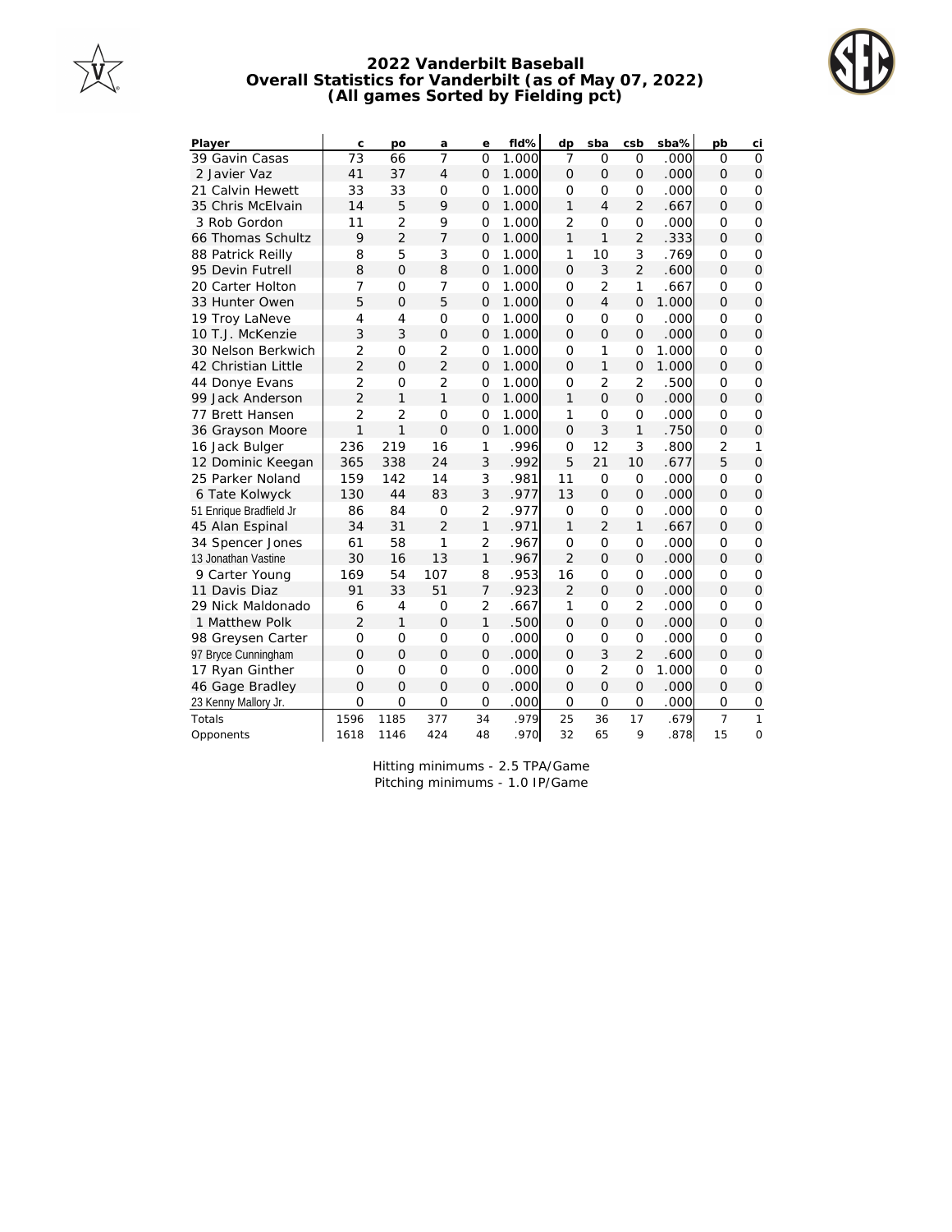# 2022 Vanderbilt Baseball
## Overall Statistics for Vanderbilt (as of May 07, 2022)
### (All games Sorted by Fielding pct)

| Player | c | po | a | e | fld% | dp | sba | csb | sba% | pb | ci |
|---|---|---|---|---|---|---|---|---|---|---|---|
| 39 Gavin Casas | 73 | 66 | 7 | 0 | 1.000 | 7 | 0 | 0 | .000 | 0 | 0 |
| 2 Javier Vaz | 41 | 37 | 4 | 0 | 1.000 | 0 | 0 | 0 | .000 | 0 | 0 |
| 21 Calvin Hewett | 33 | 33 | 0 | 0 | 1.000 | 0 | 0 | 0 | .000 | 0 | 0 |
| 35 Chris McElvain | 14 | 5 | 9 | 0 | 1.000 | 1 | 4 | 2 | .667 | 0 | 0 |
| 3 Rob Gordon | 11 | 2 | 9 | 0 | 1.000 | 2 | 0 | 0 | .000 | 0 | 0 |
| 66 Thomas Schultz | 9 | 2 | 7 | 0 | 1.000 | 1 | 1 | 2 | .333 | 0 | 0 |
| 88 Patrick Reilly | 8 | 5 | 3 | 0 | 1.000 | 1 | 10 | 3 | .769 | 0 | 0 |
| 95 Devin Futrell | 8 | 0 | 8 | 0 | 1.000 | 0 | 3 | 2 | .600 | 0 | 0 |
| 20 Carter Holton | 7 | 0 | 7 | 0 | 1.000 | 0 | 2 | 1 | .667 | 0 | 0 |
| 33 Hunter Owen | 5 | 0 | 5 | 0 | 1.000 | 0 | 4 | 0 | 1.000 | 0 | 0 |
| 19 Troy LaNeve | 4 | 4 | 0 | 0 | 1.000 | 0 | 0 | 0 | .000 | 0 | 0 |
| 10 T.J. McKenzie | 3 | 3 | 0 | 0 | 1.000 | 0 | 0 | 0 | .000 | 0 | 0 |
| 30 Nelson Berkwich | 2 | 0 | 2 | 0 | 1.000 | 0 | 1 | 0 | 1.000 | 0 | 0 |
| 42 Christian Little | 2 | 0 | 2 | 0 | 1.000 | 0 | 1 | 0 | 1.000 | 0 | 0 |
| 44 Donye Evans | 2 | 0 | 2 | 0 | 1.000 | 0 | 2 | 2 | .500 | 0 | 0 |
| 99 Jack Anderson | 2 | 1 | 1 | 0 | 1.000 | 1 | 0 | 0 | .000 | 0 | 0 |
| 77 Brett Hansen | 2 | 2 | 0 | 0 | 1.000 | 1 | 0 | 0 | .000 | 0 | 0 |
| 36 Grayson Moore | 1 | 1 | 0 | 0 | 1.000 | 0 | 3 | 1 | .750 | 0 | 0 |
| 16 Jack Bulger | 236 | 219 | 16 | 1 | .996 | 0 | 12 | 3 | .800 | 2 | 1 |
| 12 Dominic Keegan | 365 | 338 | 24 | 3 | .992 | 5 | 21 | 10 | .677 | 5 | 0 |
| 25 Parker Noland | 159 | 142 | 14 | 3 | .981 | 11 | 0 | 0 | .000 | 0 | 0 |
| 6 Tate Kolwyck | 130 | 44 | 83 | 3 | .977 | 13 | 0 | 0 | .000 | 0 | 0 |
| 51 Enrique Bradfield Jr | 86 | 84 | 0 | 2 | .977 | 0 | 0 | 0 | .000 | 0 | 0 |
| 45 Alan Espinal | 34 | 31 | 2 | 1 | .971 | 1 | 2 | 1 | .667 | 0 | 0 |
| 34 Spencer Jones | 61 | 58 | 1 | 2 | .967 | 0 | 0 | 0 | .000 | 0 | 0 |
| 13 Jonathan Vastine | 30 | 16 | 13 | 1 | .967 | 2 | 0 | 0 | .000 | 0 | 0 |
| 9 Carter Young | 169 | 54 | 107 | 8 | .953 | 16 | 0 | 0 | .000 | 0 | 0 |
| 11 Davis Diaz | 91 | 33 | 51 | 7 | .923 | 2 | 0 | 0 | .000 | 0 | 0 |
| 29 Nick Maldonado | 6 | 4 | 0 | 2 | .667 | 1 | 0 | 2 | .000 | 0 | 0 |
| 1 Matthew Polk | 2 | 1 | 0 | 1 | .500 | 0 | 0 | 0 | .000 | 0 | 0 |
| 98 Greysen Carter | 0 | 0 | 0 | 0 | .000 | 0 | 0 | 0 | .000 | 0 | 0 |
| 97 Bryce Cunningham | 0 | 0 | 0 | 0 | .000 | 0 | 3 | 2 | .600 | 0 | 0 |
| 17 Ryan Ginther | 0 | 0 | 0 | 0 | .000 | 0 | 2 | 0 | 1.000 | 0 | 0 |
| 46 Gage Bradley | 0 | 0 | 0 | 0 | .000 | 0 | 0 | 0 | .000 | 0 | 0 |
| 23 Kenny Mallory Jr. | 0 | 0 | 0 | 0 | .000 | 0 | 0 | 0 | .000 | 0 | 0 |
| Totals | 1596 | 1185 | 377 | 34 | .979 | 25 | 36 | 17 | .679 | 7 | 1 |
| Opponents | 1618 | 1146 | 424 | 48 | .970 | 32 | 65 | 9 | .878 | 15 | 0 |

Hitting minimums - 2.5 TPA/Game
Pitching minimums - 1.0 IP/Game